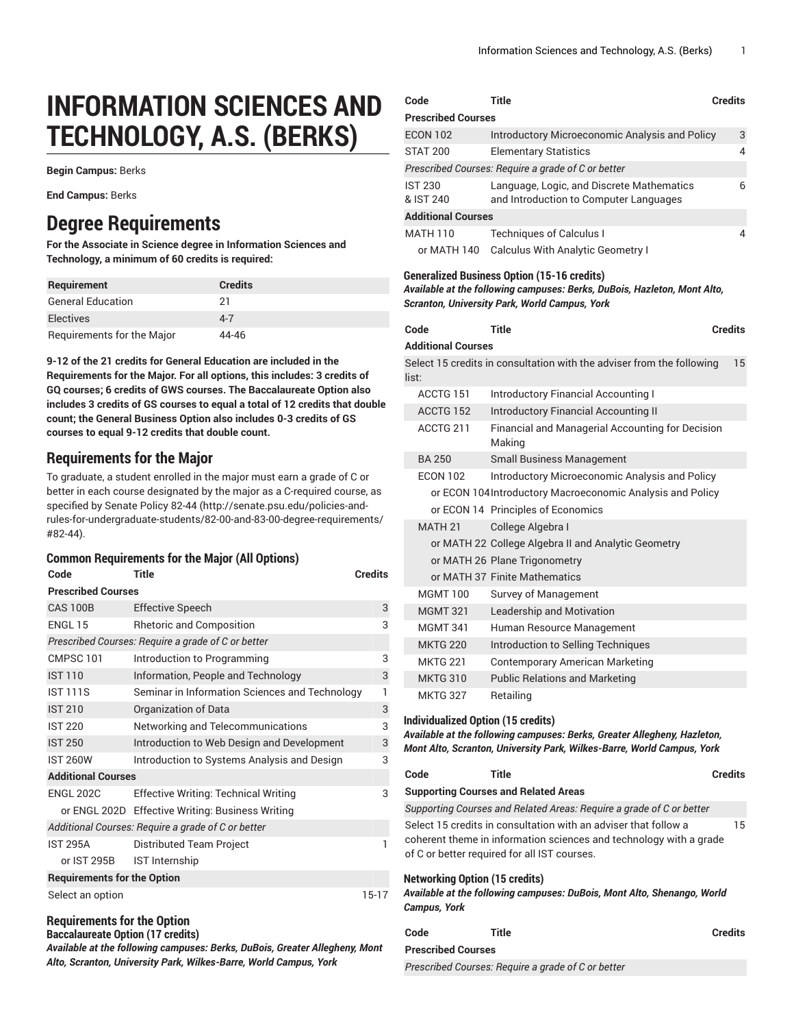# INFORMATION SCIENCES AND TECHNOLOGY, A.S. (BERKS)

**Begin Campus:** Berks

**End Campus:** Berks

## Degree Requirements

**For the Associate in Science degree in Information Sciences and Technology, a minimum of 60 credits is required:**

| Requirement | Credits |
| --- | --- |
| General Education | 21 |
| Electives | 4-7 |
| Requirements for the Major | 44-46 |

**9-12 of the 21 credits for General Education are included in the Requirements for the Major. For all options, this includes: 3 credits of GQ courses; 6 credits of GWS courses. The Baccalaureate Option also includes 3 credits of GS courses to equal a total of 12 credits that double count; the General Business Option also includes 0-3 credits of GS courses to equal 9-12 credits that double count.**

### Requirements for the Major

To graduate, a student enrolled in the major must earn a grade of C or better in each course designated by the major as a C-required course, as specified by Senate Policy 82-44 (http://senate.psu.edu/policies-and-rules-for-undergraduate-students/82-00-and-83-00-degree-requirements/#82-44).

#### Common Requirements for the Major (All Options)

| Code | Title | Credits |
| --- | --- | --- |
| **Prescribed Courses** | | |
| CAS 100B | Effective Speech | 3 |
| ENGL 15 | Rhetoric and Composition | 3 |
| *Prescribed Courses: Require a grade of C or better* | | |
| CMPSC 101 | Introduction to Programming | 3 |
| IST 110 | Information, People and Technology | 3 |
| IST 111S | Seminar in Information Sciences and Technology | 1 |
| IST 210 | Organization of Data | 3 |
| IST 220 | Networking and Telecommunications | 3 |
| IST 250 | Introduction to Web Design and Development | 3 |
| IST 260W | Introduction to Systems Analysis and Design | 3 |
| **Additional Courses** | | |
| ENGL 202C | Effective Writing: Technical Writing | 3 |
| or ENGL 202D | Effective Writing: Business Writing | |
| *Additional Courses: Require a grade of C or better* | | |
| IST 295A | Distributed Team Project | 1 |
| or IST 295B | IST Internship | |
| **Requirements for the Option** | | |
| Select an option | | 15-17 |

### Requirements for the Option

#### Baccalaureate Option (17 credits)

***Available at the following campuses: Berks, DuBois, Greater Allegheny, Mont Alto, Scranton, University Park, Wilkes-Barre, World Campus, York***

| Code | Title | Credits |
| --- | --- | --- |
| **Prescribed Courses** | | |
| ECON 102 | Introductory Microeconomic Analysis and Policy | 3 |
| STAT 200 | Elementary Statistics | 4 |
| *Prescribed Courses: Require a grade of C or better* | | |
| IST 230 & IST 240 | Language, Logic, and Discrete Mathematics and Introduction to Computer Languages | 6 |
| **Additional Courses** | | |
| MATH 110 | Techniques of Calculus I | 4 |
| or MATH 140 | Calculus With Analytic Geometry I | |

#### Generalized Business Option (15-16 credits)

***Available at the following campuses: Berks, DuBois, Hazleton, Mont Alto, Scranton, University Park, World Campus, York***

| Code | Title | Credits |
| --- | --- | --- |
| **Additional Courses** | | |
| Select 15 credits in consultation with the adviser from the following list: | | 15 |
| ACCTG 151 | Introductory Financial Accounting I | |
| ACCTG 152 | Introductory Financial Accounting II | |
| ACCTG 211 | Financial and Managerial Accounting for Decision Making | |
| BA 250 | Small Business Management | |
| ECON 102 | Introductory Microeconomic Analysis and Policy | |
| or ECON 104 | Introductory Macroeconomic Analysis and Policy | |
| or ECON 14 | Principles of Economics | |
| MATH 21 | College Algebra I | |
| or MATH 22 | College Algebra II and Analytic Geometry | |
| or MATH 26 | Plane Trigonometry | |
| or MATH 37 | Finite Mathematics | |
| MGMT 100 | Survey of Management | |
| MGMT 321 | Leadership and Motivation | |
| MGMT 341 | Human Resource Management | |
| MKTG 220 | Introduction to Selling Techniques | |
| MKTG 221 | Contemporary American Marketing | |
| MKTG 310 | Public Relations and Marketing | |
| MKTG 327 | Retailing | |

#### Individualized Option (15 credits)

***Available at the following campuses: Berks, Greater Allegheny, Hazleton, Mont Alto, Scranton, University Park, Wilkes-Barre, World Campus, York***

| Code | Title | Credits |
| --- | --- | --- |
| **Supporting Courses and Related Areas** | | |
| *Supporting Courses and Related Areas: Require a grade of C or better* | | |
| Select 15 credits in consultation with an adviser that follow a coherent theme in information sciences and technology with a grade of C or better required for all IST courses. | | 15 |

#### Networking Option (15 credits)

***Available at the following campuses: DuBois, Mont Alto, Shenango, World Campus, York***

| Code | Title | Credits |
| --- | --- | --- |
| **Prescribed Courses** | | |
| *Prescribed Courses: Require a grade of C or better* | | |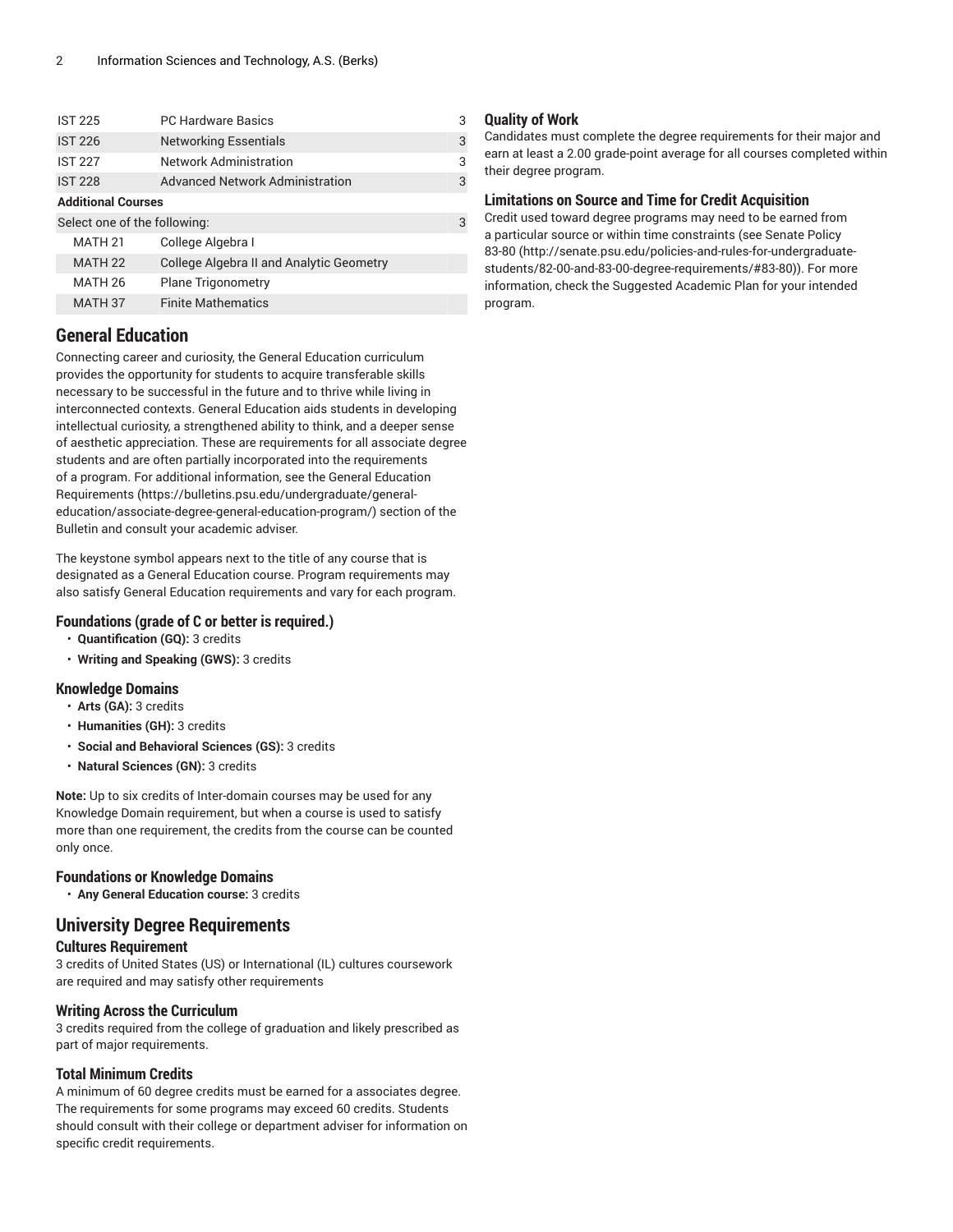| | | |
|---|---|---|
| IST 225 | PC Hardware Basics | 3 |
| IST 226 | Networking Essentials | 3 |
| IST 227 | Network Administration | 3 |
| IST 228 | Advanced Network Administration | 3 |
| **Additional Courses** | | |
| Select one of the following: | | 3 |
| MATH 21 | College Algebra I | |
| MATH 22 | College Algebra II and Analytic Geometry | |
| MATH 26 | Plane Trigonometry | |
| MATH 37 | Finite Mathematics | |

## General Education

Connecting career and curiosity, the General Education curriculum provides the opportunity for students to acquire transferable skills necessary to be successful in the future and to thrive while living in interconnected contexts. General Education aids students in developing intellectual curiosity, a strengthened ability to think, and a deeper sense of aesthetic appreciation. These are requirements for all associate degree students and are often partially incorporated into the requirements of a program. For additional information, see the General Education Requirements (https://bulletins.psu.edu/undergraduate/general-education/associate-degree-general-education-program/) section of the Bulletin and consult your academic adviser.

The keystone symbol appears next to the title of any course that is designated as a General Education course. Program requirements may also satisfy General Education requirements and vary for each program.

### Foundations (grade of C or better is required.)

- **Quantification (GQ):** 3 credits
- **Writing and Speaking (GWS):** 3 credits

### Knowledge Domains

- **Arts (GA):** 3 credits
- **Humanities (GH):** 3 credits
- **Social and Behavioral Sciences (GS):** 3 credits
- **Natural Sciences (GN):** 3 credits

**Note:** Up to six credits of Inter-domain courses may be used for any Knowledge Domain requirement, but when a course is used to satisfy more than one requirement, the credits from the course can be counted only once.

### Foundations or Knowledge Domains

- **Any General Education course:** 3 credits

## University Degree Requirements

### Cultures Requirement

3 credits of United States (US) or International (IL) cultures coursework are required and may satisfy other requirements

### Writing Across the Curriculum

3 credits required from the college of graduation and likely prescribed as part of major requirements.

### Total Minimum Credits

A minimum of 60 degree credits must be earned for a associates degree. The requirements for some programs may exceed 60 credits. Students should consult with their college or department adviser for information on specific credit requirements.

### Quality of Work

Candidates must complete the degree requirements for their major and earn at least a 2.00 grade-point average for all courses completed within their degree program.

### Limitations on Source and Time for Credit Acquisition

Credit used toward degree programs may need to be earned from a particular source or within time constraints (see Senate Policy 83-80 (http://senate.psu.edu/policies-and-rules-for-undergraduate-students/82-00-and-83-00-degree-requirements/#83-80)). For more information, check the Suggested Academic Plan for your intended program.